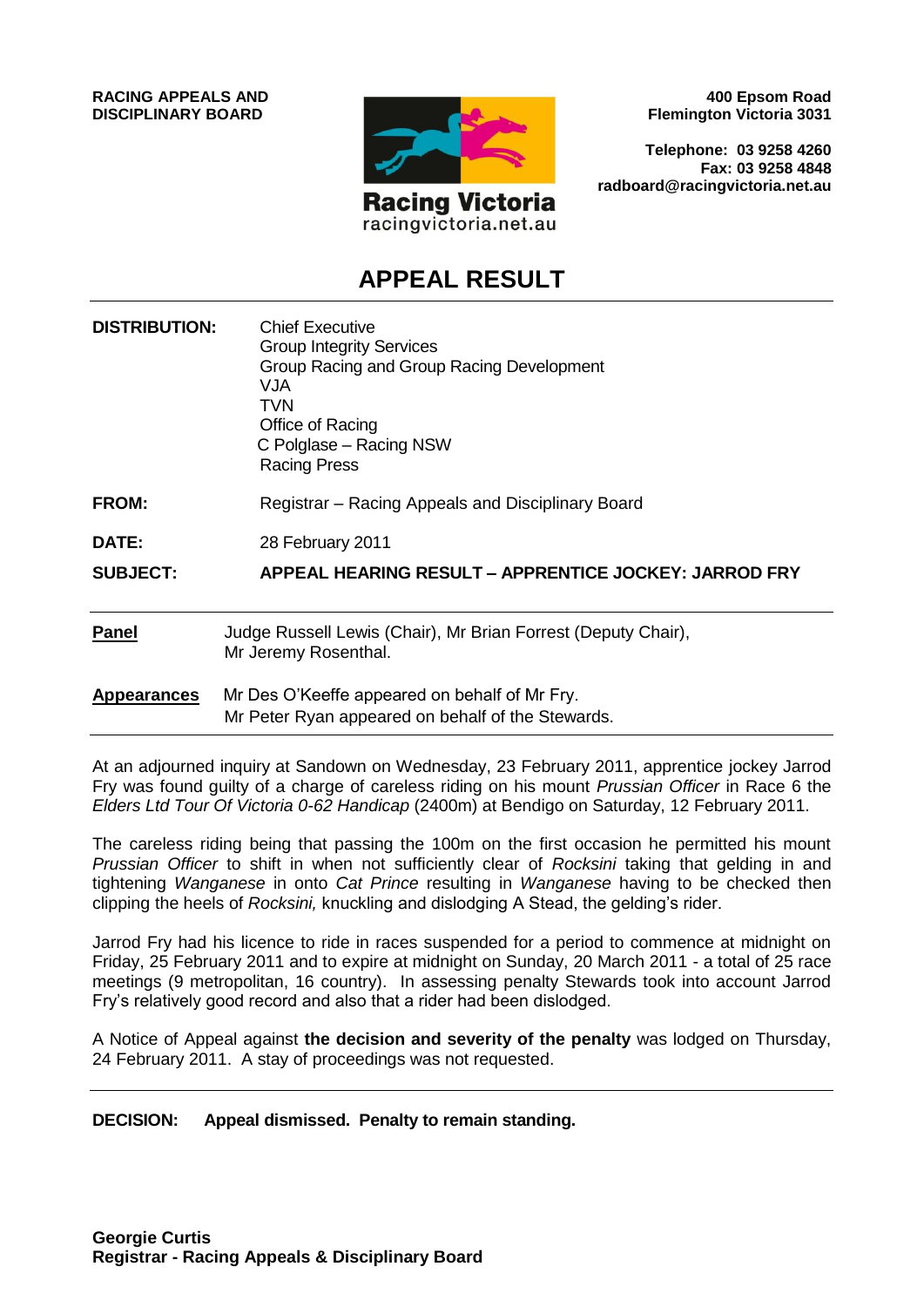**RACING APPEALS AND DISCIPLINARY BOARD**

Racing Victoria
racingvictoria.net.au

**400 Epsom Road**
**Flemington Victoria 3031**

**Telephone: 03 9258 4260**
**Fax: 03 9258 4848**
**radboard@racingvictoria.net.au**

# APPEAL RESULT

| | |
|---|---|
| **DISTRIBUTION:** | Chief Executive<br>Group Integrity Services<br>Group Racing and Group Racing Development<br>VJA<br>TVN<br>Office of Racing<br>C Polglase – Racing NSW<br>Racing Press |
| **FROM:** | Registrar – Racing Appeals and Disciplinary Board |
| **DATE:** | 28 February 2011 |
| **SUBJECT:** | **APPEAL HEARING RESULT – APPRENTICE JOCKEY: JARROD FRY** |

**Panel** Judge Russell Lewis (Chair), Mr Brian Forrest (Deputy Chair), Mr Jeremy Rosenthal.

**Appearances** Mr Des O'Keeffe appeared on behalf of Mr Fry.
Mr Peter Ryan appeared on behalf of the Stewards.

At an adjourned inquiry at Sandown on Wednesday, 23 February 2011, apprentice jockey Jarrod Fry was found guilty of a charge of careless riding on his mount *Prussian Officer* in Race 6 the *Elders Ltd Tour Of Victoria 0-62 Handicap* (2400m) at Bendigo on Saturday, 12 February 2011.

The careless riding being that passing the 100m on the first occasion he permitted his mount *Prussian Officer* to shift in when not sufficiently clear of *Rocksini* taking that gelding in and tightening *Wanganese* in onto *Cat Prince* resulting in *Wanganese* having to be checked then clipping the heels of *Rocksini,* knuckling and dislodging A Stead, the gelding's rider.

Jarrod Fry had his licence to ride in races suspended for a period to commence at midnight on Friday, 25 February 2011 and to expire at midnight on Sunday, 20 March 2011 - a total of 25 race meetings (9 metropolitan, 16 country). In assessing penalty Stewards took into account Jarrod Fry's relatively good record and also that a rider had been dislodged.

A Notice of Appeal against **the decision and severity of the penalty** was lodged on Thursday, 24 February 2011. A stay of proceedings was not requested.

**DECISION: Appeal dismissed. Penalty to remain standing.**

**Georgie Curtis**
**Registrar - Racing Appeals & Disciplinary Board**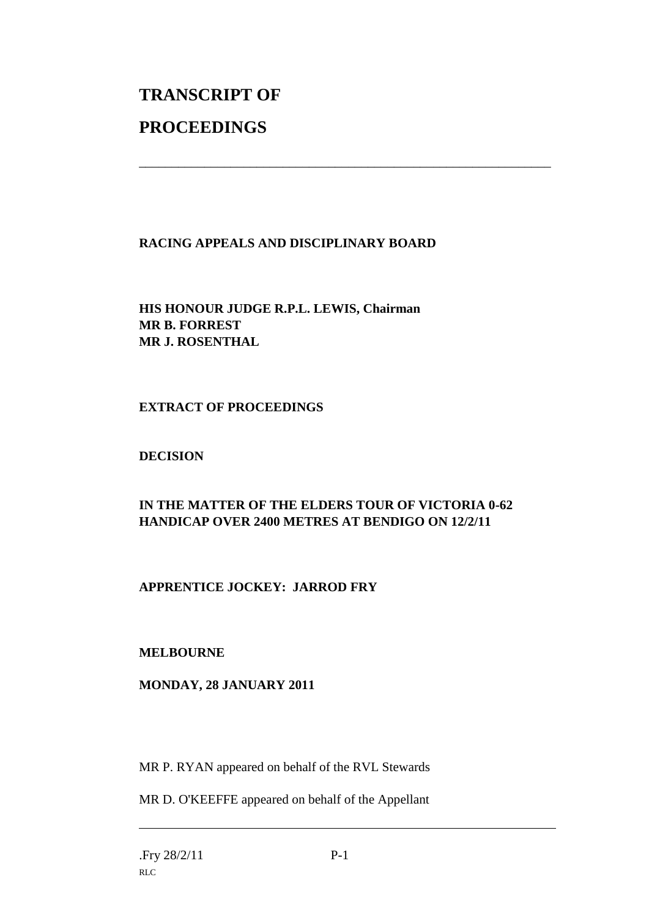# TRANSCRIPT OF

# PROCEEDINGS

---

**RACING APPEALS AND DISCIPLINARY BOARD**

**HIS HONOUR JUDGE R.P.L. LEWIS, Chairman**
**MR B. FORREST**
**MR J. ROSENTHAL**

**EXTRACT OF PROCEEDINGS**

**DECISION**

**IN THE MATTER OF THE ELDERS TOUR OF VICTORIA 0-62 HANDICAP OVER 2400 METRES AT BENDIGO ON 12/2/11**

**APPRENTICE JOCKEY: JARROD FRY**

**MELBOURNE**

**MONDAY, 28 JANUARY 2011**

MR P. RYAN appeared on behalf of the RVL Stewards

MR D. O'KEEFFE appeared on behalf of the Appellant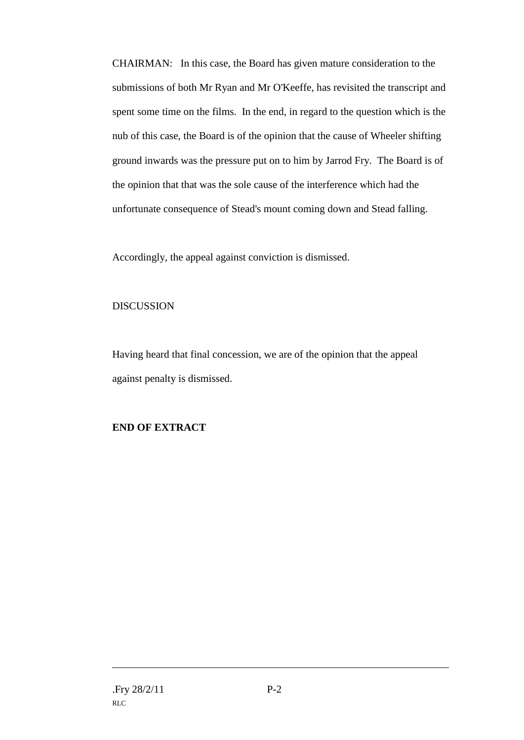CHAIRMAN: In this case, the Board has given mature consideration to the submissions of both Mr Ryan and Mr O'Keeffe, has revisited the transcript and spent some time on the films. In the end, in regard to the question which is the nub of this case, the Board is of the opinion that the cause of Wheeler shifting ground inwards was the pressure put on to him by Jarrod Fry. The Board is of the opinion that that was the sole cause of the interference which had the unfortunate consequence of Stead's mount coming down and Stead falling.

Accordingly, the appeal against conviction is dismissed.

DISCUSSION

Having heard that final concession, we are of the opinion that the appeal against penalty is dismissed.

**END OF EXTRACT**